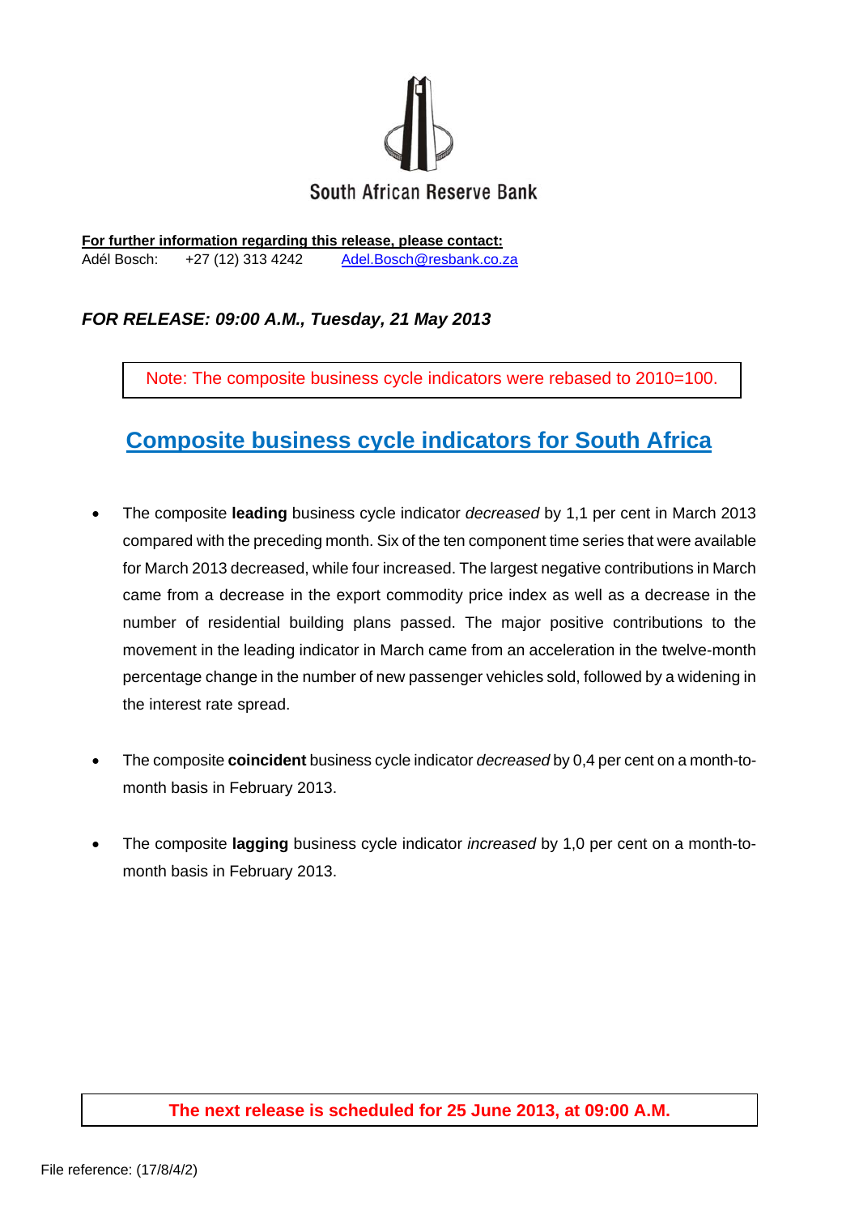South African Reserve Bank

**For further information regarding this release, please contact:**
Adél Bosch: +27 (12) 313 4242 Adel.Bosch@resbank.co.za

***FOR RELEASE: 09:00 A.M., Tuesday, 21 May 2013***

Note: The composite business cycle indicators were rebased to 2010=100.

# Composite business cycle indicators for South Africa

- The composite **leading** business cycle indicator *decreased* by 1,1 per cent in March 2013 compared with the preceding month. Six of the ten component time series that were available for March 2013 decreased, while four increased. The largest negative contributions in March came from a decrease in the export commodity price index as well as a decrease in the number of residential building plans passed. The major positive contributions to the movement in the leading indicator in March came from an acceleration in the twelve-month percentage change in the number of new passenger vehicles sold, followed by a widening in the interest rate spread.

- The composite **coincident** business cycle indicator *decreased* by 0,4 per cent on a month-to-month basis in February 2013.

- The composite **lagging** business cycle indicator *increased* by 1,0 per cent on a month-to-month basis in February 2013.

**The next release is scheduled for 25 June 2013, at 09:00 A.M.**

File reference: (17/8/4/2)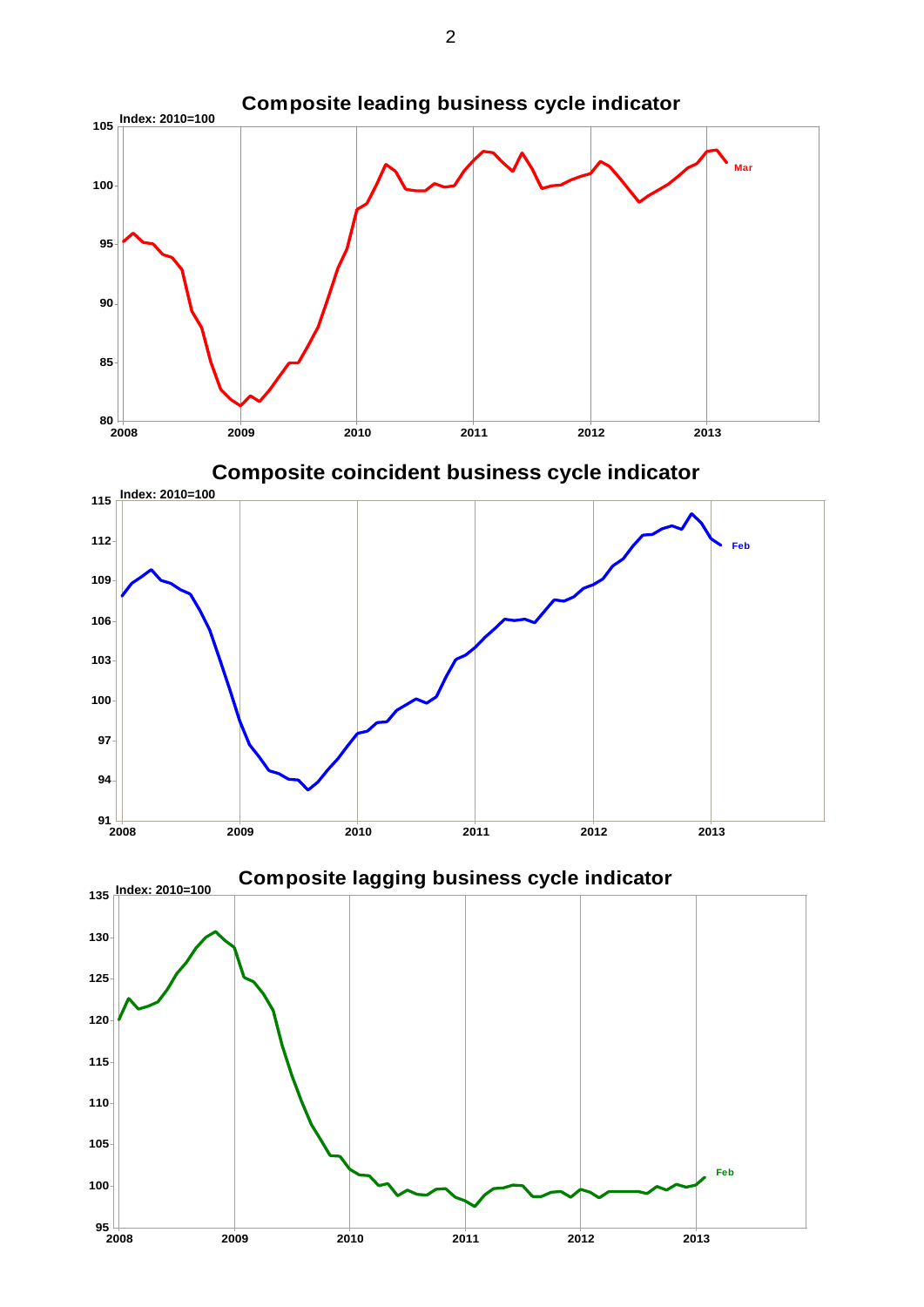## Composite leading business cycle indicator

Index: 2010=100

Mar

## Composite coincident business cycle indicator

Index: 2010=100

Feb

## Composite lagging business cycle indicator

Index: 2010=100

Feb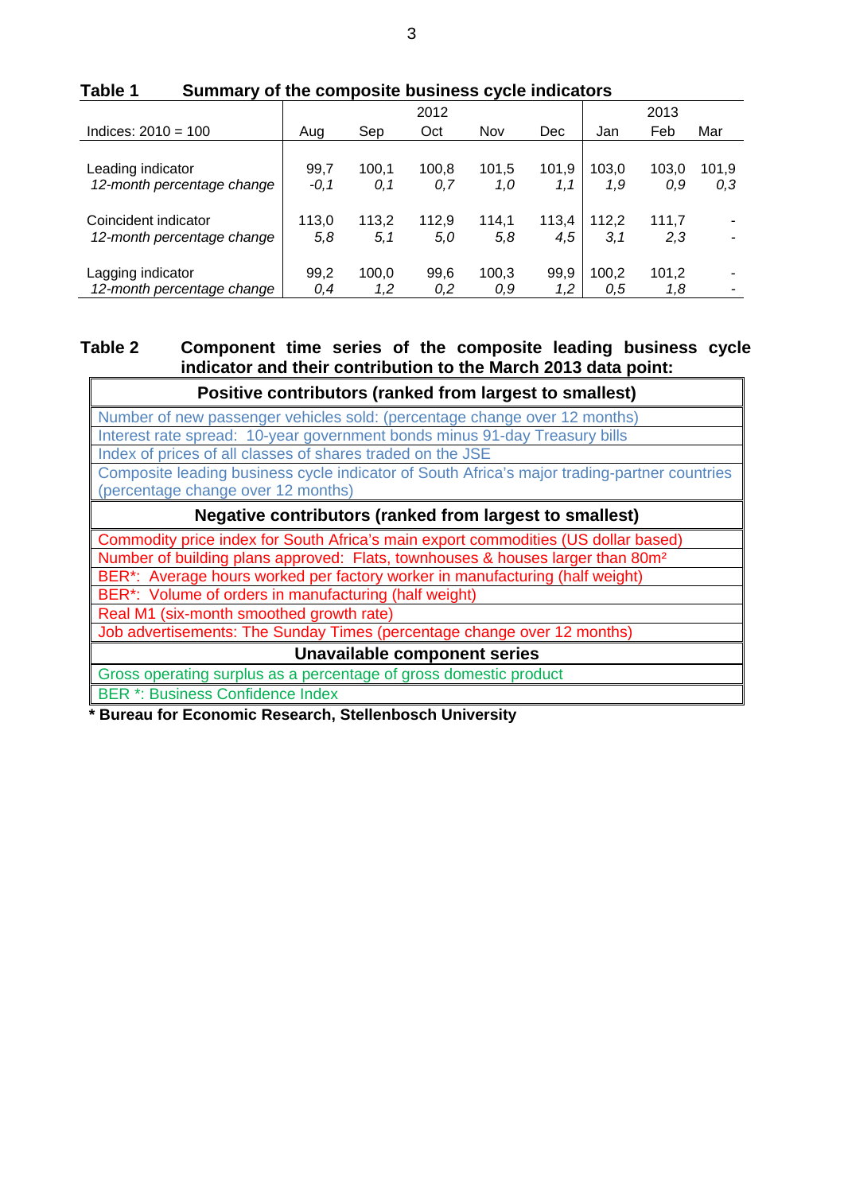**Table 1 Summary of the composite business cycle indicators**

| Indices: 2010 = 100 | 2012 | | | | | 2013 | | |
|---|---|---|---|---|---|---|---|---|
| | Aug | Sep | Oct | Nov | Dec | Jan | Feb | Mar |
| Leading indicator | 99,7 | 100,1 | 100,8 | 101,5 | 101,9 | 103,0 | 103,0 | 101,9 |
| *12-month percentage change* | *-0,1* | *0,1* | *0,7* | *1,0* | *1,1* | *1,9* | *0,9* | *0,3* |
| Coincident indicator | 113,0 | 113,2 | 112,9 | 114,1 | 113,4 | 112,2 | 111,7 | - |
| *12-month percentage change* | *5,8* | *5,1* | *5,0* | *5,8* | *4,5* | *3,1* | *2,3* | - |
| Lagging indicator | 99,2 | 100,0 | 99,6 | 100,3 | 99,9 | 100,2 | 101,2 | - |
| *12-month percentage change* | *0,4* | *1,2* | *0,2* | *0,9* | *1,2* | *0,5* | *1,8* | - |

**Table 2 Component time series of the composite leading business cycle indicator and their contribution to the March 2013 data point:**

| **Positive contributors (ranked from largest to smallest)** |
|---|
| Number of new passenger vehicles sold: (percentage change over 12 months) |
| Interest rate spread: 10-year government bonds minus 91-day Treasury bills |
| Index of prices of all classes of shares traded on the JSE |
| Composite leading business cycle indicator of South Africa's major trading-partner countries (percentage change over 12 months) |
| **Negative contributors (ranked from largest to smallest)** |
| Commodity price index for South Africa's main export commodities (US dollar based) |
| Number of building plans approved: Flats, townhouses & houses larger than 80m² |
| BER*: Average hours worked per factory worker in manufacturing (half weight) |
| BER*: Volume of orders in manufacturing (half weight) |
| Real M1 (six-month smoothed growth rate) |
| Job advertisements: The Sunday Times (percentage change over 12 months) |
| **Unavailable component series** |
| Gross operating surplus as a percentage of gross domestic product |
| BER *: Business Confidence Index |

**\* Bureau for Economic Research, Stellenbosch University**